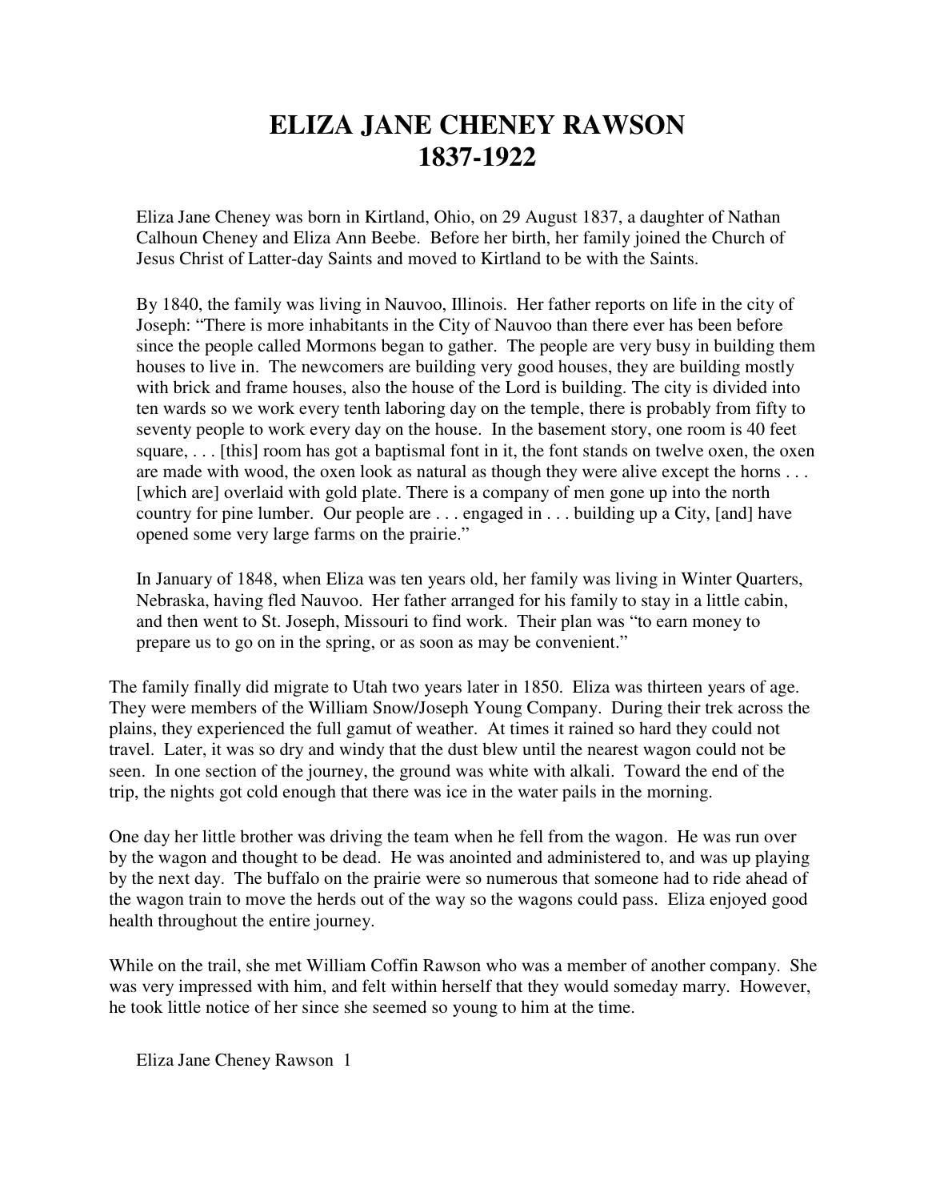# ELIZA JANE CHENEY RAWSON
# 1837-1922

Eliza Jane Cheney was born in Kirtland, Ohio, on 29 August 1837, a daughter of Nathan Calhoun Cheney and Eliza Ann Beebe. Before her birth, her family joined the Church of Jesus Christ of Latter-day Saints and moved to Kirtland to be with the Saints.

By 1840, the family was living in Nauvoo, Illinois. Her father reports on life in the city of Joseph: "There is more inhabitants in the City of Nauvoo than there ever has been before since the people called Mormons began to gather. The people are very busy in building them houses to live in. The newcomers are building very good houses, they are building mostly with brick and frame houses, also the house of the Lord is building. The city is divided into ten wards so we work every tenth laboring day on the temple, there is probably from fifty to seventy people to work every day on the house. In the basement story, one room is 40 feet square, . . . [this] room has got a baptismal font in it, the font stands on twelve oxen, the oxen are made with wood, the oxen look as natural as though they were alive except the horns . . . [which are] overlaid with gold plate. There is a company of men gone up into the north country for pine lumber. Our people are . . . engaged in . . . building up a City, [and] have opened some very large farms on the prairie."

In January of 1848, when Eliza was ten years old, her family was living in Winter Quarters, Nebraska, having fled Nauvoo. Her father arranged for his family to stay in a little cabin, and then went to St. Joseph, Missouri to find work. Their plan was "to earn money to prepare us to go on in the spring, or as soon as may be convenient."

The family finally did migrate to Utah two years later in 1850. Eliza was thirteen years of age. They were members of the William Snow/Joseph Young Company. During their trek across the plains, they experienced the full gamut of weather. At times it rained so hard they could not travel. Later, it was so dry and windy that the dust blew until the nearest wagon could not be seen. In one section of the journey, the ground was white with alkali. Toward the end of the trip, the nights got cold enough that there was ice in the water pails in the morning.

One day her little brother was driving the team when he fell from the wagon. He was run over by the wagon and thought to be dead. He was anointed and administered to, and was up playing by the next day. The buffalo on the prairie were so numerous that someone had to ride ahead of the wagon train to move the herds out of the way so the wagons could pass. Eliza enjoyed good health throughout the entire journey.

While on the trail, she met William Coffin Rawson who was a member of another company. She was very impressed with him, and felt within herself that they would someday marry. However, he took little notice of her since she seemed so young to him at the time.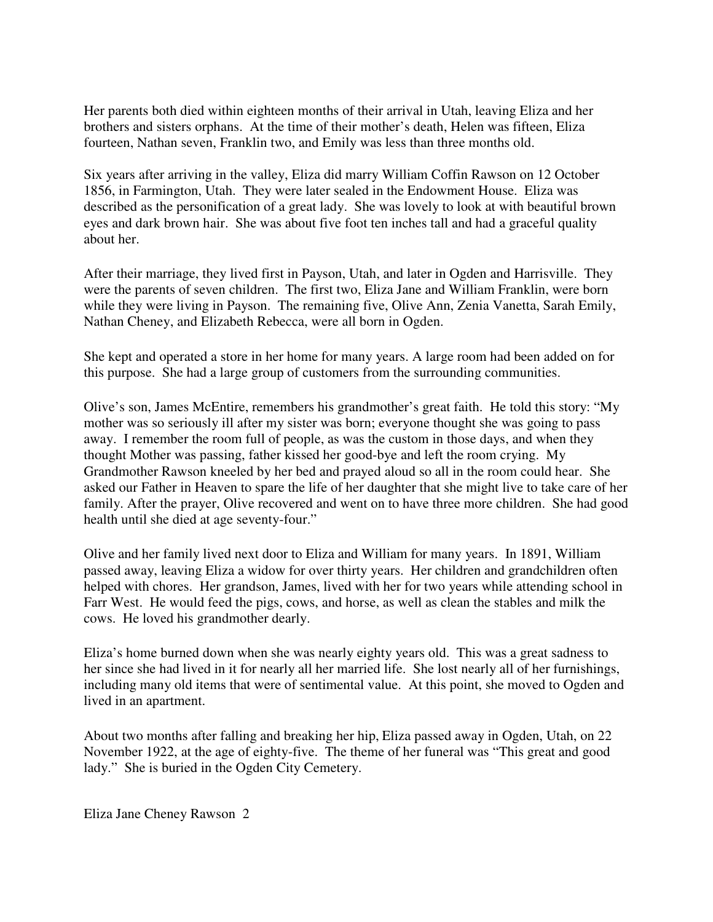Her parents both died within eighteen months of their arrival in Utah, leaving Eliza and her brothers and sisters orphans. At the time of their mother's death, Helen was fifteen, Eliza fourteen, Nathan seven, Franklin two, and Emily was less than three months old.

Six years after arriving in the valley, Eliza did marry William Coffin Rawson on 12 October 1856, in Farmington, Utah. They were later sealed in the Endowment House. Eliza was described as the personification of a great lady. She was lovely to look at with beautiful brown eyes and dark brown hair. She was about five foot ten inches tall and had a graceful quality about her.

After their marriage, they lived first in Payson, Utah, and later in Ogden and Harrisville. They were the parents of seven children. The first two, Eliza Jane and William Franklin, were born while they were living in Payson. The remaining five, Olive Ann, Zenia Vanetta, Sarah Emily, Nathan Cheney, and Elizabeth Rebecca, were all born in Ogden.

She kept and operated a store in her home for many years. A large room had been added on for this purpose. She had a large group of customers from the surrounding communities.

Olive's son, James McEntire, remembers his grandmother's great faith. He told this story: "My mother was so seriously ill after my sister was born; everyone thought she was going to pass away. I remember the room full of people, as was the custom in those days, and when they thought Mother was passing, father kissed her good-bye and left the room crying. My Grandmother Rawson kneeled by her bed and prayed aloud so all in the room could hear. She asked our Father in Heaven to spare the life of her daughter that she might live to take care of her family. After the prayer, Olive recovered and went on to have three more children. She had good health until she died at age seventy-four."

Olive and her family lived next door to Eliza and William for many years. In 1891, William passed away, leaving Eliza a widow for over thirty years. Her children and grandchildren often helped with chores. Her grandson, James, lived with her for two years while attending school in Farr West. He would feed the pigs, cows, and horse, as well as clean the stables and milk the cows. He loved his grandmother dearly.

Eliza's home burned down when she was nearly eighty years old. This was a great sadness to her since she had lived in it for nearly all her married life. She lost nearly all of her furnishings, including many old items that were of sentimental value. At this point, she moved to Ogden and lived in an apartment.

About two months after falling and breaking her hip, Eliza passed away in Ogden, Utah, on 22 November 1922, at the age of eighty-five. The theme of her funeral was "This great and good lady." She is buried in the Ogden City Cemetery.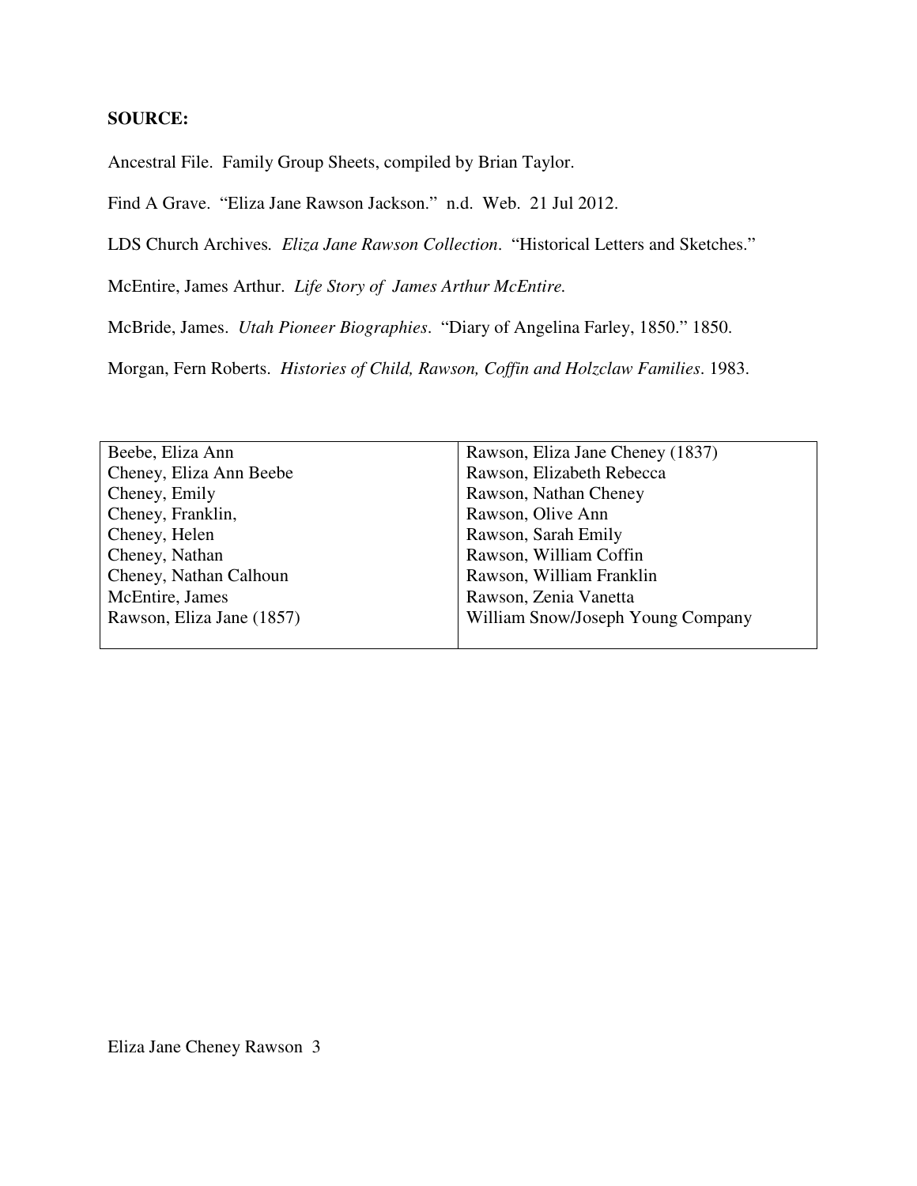**SOURCE:**

Ancestral File. Family Group Sheets, compiled by Brian Taylor.

Find A Grave. "Eliza Jane Rawson Jackson." n.d. Web. 21 Jul 2012.

LDS Church Archives. *Eliza Jane Rawson Collection*. "Historical Letters and Sketches."

McEntire, James Arthur. *Life Story of James Arthur McEntire.*

McBride, James. *Utah Pioneer Biographies*. "Diary of Angelina Farley, 1850." 1850.

Morgan, Fern Roberts. *Histories of Child, Rawson, Coffin and Holzclaw Families*. 1983.

| | |
|---|---|
| Beebe, Eliza Ann<br>Cheney, Eliza Ann Beebe<br>Cheney, Emily<br>Cheney, Franklin,<br>Cheney, Helen<br>Cheney, Nathan<br>Cheney, Nathan Calhoun<br>McEntire, James<br>Rawson, Eliza Jane (1857) | Rawson, Eliza Jane Cheney (1837)<br>Rawson, Elizabeth Rebecca<br>Rawson, Nathan Cheney<br>Rawson, Olive Ann<br>Rawson, Sarah Emily<br>Rawson, William Coffin<br>Rawson, William Franklin<br>Rawson, Zenia Vanetta<br>William Snow/Joseph Young Company |